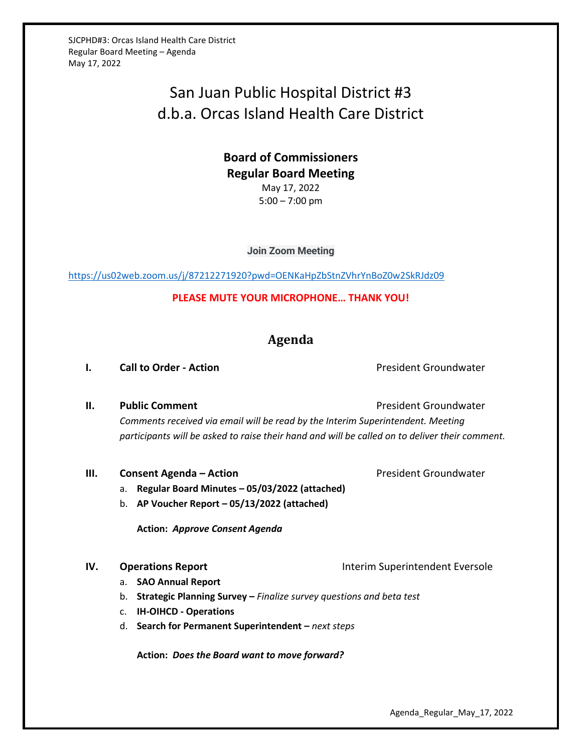# San Juan Public Hospital District #3
# d.b.a. Orcas Island Health Care District

## Board of Commissioners
## Regular Board Meeting

May 17, 2022
5:00 – 7:00 pm

**Join Zoom Meeting**

https://us02web.zoom.us/j/87212271920?pwd=OENKaHpZbStnZVhrYnBoZ0w2SkRJdz09

**PLEASE MUTE YOUR MICROPHONE… THANK YOU!**

## Agenda

**I. Call to Order - Action** — President Groundwater

**II. Public Comment** — President Groundwater

*Comments received via email will be read by the Interim Superintendent. Meeting participants will be asked to raise their hand and will be called on to deliver their comment.*

**III. Consent Agenda – Action** — President Groundwater

a. **Regular Board Minutes – 05/03/2022 (attached)**
b. **AP Voucher Report – 05/13/2022 (attached)**

**Action:** ***Approve Consent Agenda***

**IV. Operations Report** — Interim Superintendent Eversole

a. **SAO Annual Report**
b. **Strategic Planning Survey –** *Finalize survey questions and beta test*
c. **IH-OIHCD - Operations**
d. **Search for Permanent Superintendent –** *next steps*

**Action:** ***Does the Board want to move forward?***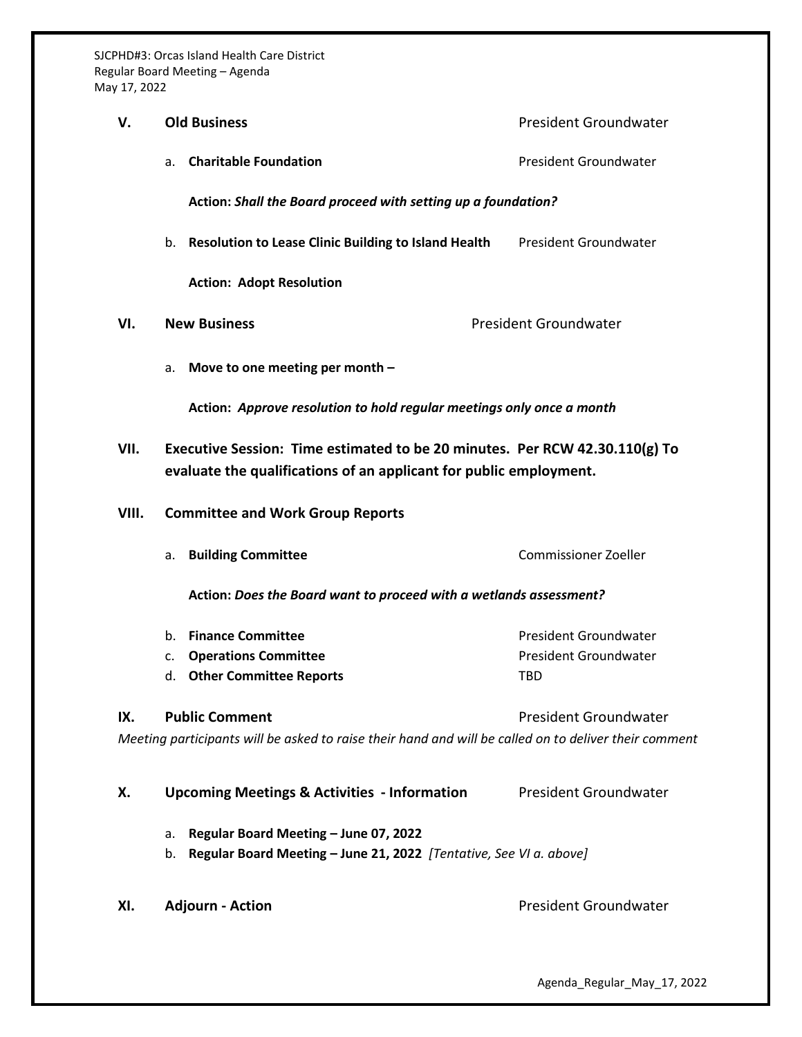**V. Old Business** — President Groundwater

a. **Charitable Foundation** — President Groundwater

**Action:** ***Shall the Board proceed with setting up a foundation?***

b. **Resolution to Lease Clinic Building to Island Health** — President Groundwater

**Action: Adopt Resolution**

**VI. New Business** — President Groundwater

a. **Move to one meeting per month –**

**Action:** ***Approve resolution to hold regular meetings only once a month***

**VII. Executive Session: Time estimated to be 20 minutes. Per RCW 42.30.110(g) To evaluate the qualifications of an applicant for public employment.**

**VIII. Committee and Work Group Reports**

a. **Building Committee** — Commissioner Zoeller

**Action:** ***Does the Board want to proceed with a wetlands assessment?***

b. **Finance Committee** — President Groundwater
c. **Operations Committee** — President Groundwater
d. **Other Committee Reports** — TBD

**IX. Public Comment** — President Groundwater

*Meeting participants will be asked to raise their hand and will be called on to deliver their comment*

**X. Upcoming Meetings & Activities - Information** — President Groundwater

a. **Regular Board Meeting – June 07, 2022**
b. **Regular Board Meeting – June 21, 2022** *[Tentative, See VI a. above]*

**XI. Adjourn - Action** — President Groundwater